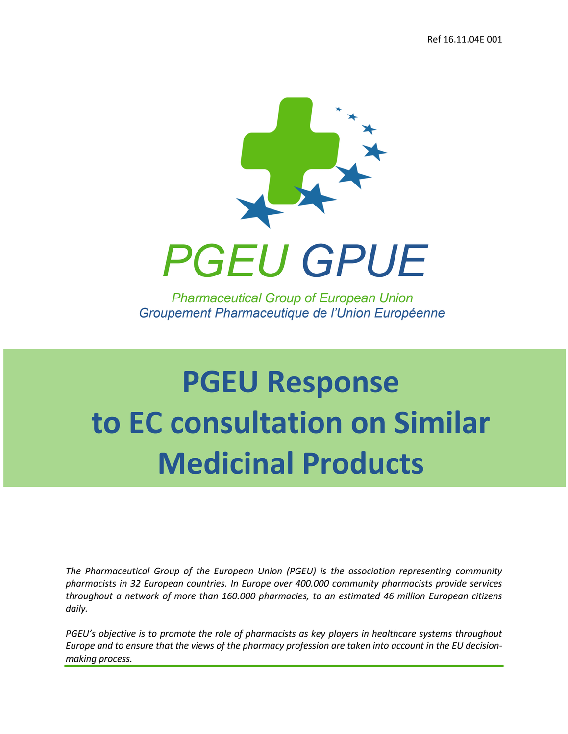Ref 16.11.04E 001

PGEU GPUE

Pharmaceutical Group of European Union
Groupement Pharmaceutique de l'Union Européenne

# PGEU Response to EC consultation on Similar Medicinal Products

*The Pharmaceutical Group of the European Union (PGEU) is the association representing community pharmacists in 32 European countries. In Europe over 400.000 community pharmacists provide services throughout a network of more than 160.000 pharmacies, to an estimated 46 million European citizens daily.*

*PGEU's objective is to promote the role of pharmacists as key players in healthcare systems throughout Europe and to ensure that the views of the pharmacy profession are taken into account in the EU decision-making process.*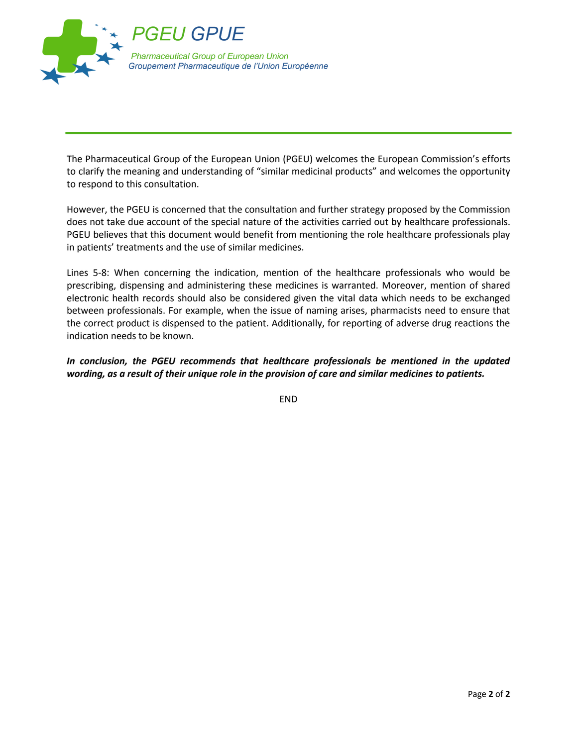The Pharmaceutical Group of the European Union (PGEU) welcomes the European Commission's efforts to clarify the meaning and understanding of "similar medicinal products" and welcomes the opportunity to respond to this consultation.

However, the PGEU is concerned that the consultation and further strategy proposed by the Commission does not take due account of the special nature of the activities carried out by healthcare professionals. PGEU believes that this document would benefit from mentioning the role healthcare professionals play in patients' treatments and the use of similar medicines.

Lines 5-8: When concerning the indication, mention of the healthcare professionals who would be prescribing, dispensing and administering these medicines is warranted. Moreover, mention of shared electronic health records should also be considered given the vital data which needs to be exchanged between professionals. For example, when the issue of naming arises, pharmacists need to ensure that the correct product is dispensed to the patient. Additionally, for reporting of adverse drug reactions the indication needs to be known.

***In conclusion, the PGEU recommends that healthcare professionals be mentioned in the updated wording, as a result of their unique role in the provision of care and similar medicines to patients.***

END